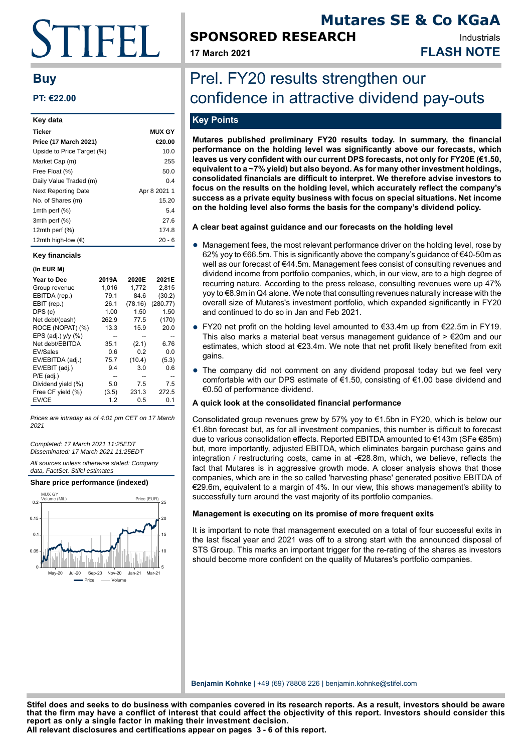# Mutares SE & Co KGaA

## SPONSORED RESEARCH

**17 March 2021**

Industrials

**FLASH NOTE**

## Buy

**PT: €22.00**

| Key data | |
|---|---|
| **Ticker** | **MUX GY** |
| **Price (17 March 2021)** | **€20.00** |
| Upside to Price Target (%) | 10.0 |
| Market Cap (m) | 255 |
| Free Float (%) | 50.0 |
| Daily Value Traded (m) | 0.4 |
| Next Reporting Date | Apr 8 2021 1 |
| No. of Shares (m) | 15.20 |
| 1mth perf (%) | 5.4 |
| 3mth perf (%) | 27.6 |
| 12mth perf (%) | 174.8 |
| 12mth high-low (€) | 20 - 6 |

**Key financials**

**(In EUR M)**

| Year to Dec | 2019A | 2020E | 2021E |
|---|---|---|---|
| Group revenue | 1,016 | 1,772 | 2,815 |
| EBITDA (rep.) | 79.1 | 84.6 | (30.2) |
| EBIT (rep.) | 26.1 | (78.16) | (280.77) |
| DPS (c) | 1.00 | 1.50 | 1.50 |
| Net debt/(cash) | 262.9 | 77.5 | (170) |
| ROCE (NOPAT) (%) | 13.3 | 15.9 | 20.0 |
| EPS (adj.) y/y (%) | -- | -- | -- |
| Net debt/EBITDA | 35.1 | (2.1) | 6.76 |
| EV/Sales | 0.6 | 0.2 | 0.0 |
| EV/EBITDA (adj.) | 75.7 | (10.4) | (5.3) |
| EV/EBIT (adj.) | 9.4 | 3.0 | 0.6 |
| P/E (adj.) | -- | -- | -- |
| Dividend yield (%) | 5.0 | 7.5 | 7.5 |
| Free CF yield (%) | (3.5) | 231.3 | 272.5 |
| EV/CE | 1.2 | 0.5 | 0.1 |

*Prices are intraday as of 4:01 pm CET on 17 March 2021*

*Completed: 17 March 2021 11:25EDT*
*Disseminated: 17 March 2021 11:25EDT*

*All sources unless otherwise stated: Company data, FactSet, Stifel estimates*

**Share price performance (indexed)**

# Prel. FY20 results strengthen our confidence in attractive dividend pay-outs

## Key Points

**Mutares published preliminary FY20 results today. In summary, the financial performance on the holding level was significantly above our forecasts, which leaves us very confident with our current DPS forecasts, not only for FY20E (€1.50, equivalent to a ~7% yield) but also beyond. As for many other investment holdings, consolidated financials are difficult to interpret. We therefore advise investors to focus on the results on the holding level, which accurately reflect the company's success as a private equity business with focus on special situations. Net income on the holding level also forms the basis for the company's dividend policy.**

### A clear beat against guidance and our forecasts on the holding level

- Management fees, the most relevant performance driver on the holding level, rose by 62% yoy to €66.5m. This is significantly above the company's guidance of €40-50m as well as our forecast of €44.5m. Management fees consist of consulting revenues and dividend income from portfolio companies, which, in our view, are to a high degree of recurring nature. According to the press release, consulting revenues were up 47% yoy to €8.9m in Q4 alone. We note that consulting revenues naturally increase with the overall size of Mutares's investment portfolio, which expanded significantly in FY20 and continued to do so in Jan and Feb 2021.
- FY20 net profit on the holding level amounted to €33.4m up from €22.5m in FY19. This also marks a material beat versus management guidance of > €20m and our estimates, which stood at €23.4m. We note that net profit likely benefited from exit gains.
- The company did not comment on any dividend proposal today but we feel very comfortable with our DPS estimate of €1.50, consisting of €1.00 base dividend and €0.50 of performance dividend.

### A quick look at the consolidated financial performance

Consolidated group revenues grew by 57% yoy to €1.5bn in FY20, which is below our €1.8bn forecast but, as for all investment companies, this number is difficult to forecast due to various consolidation effects. Reported EBITDA amounted to €143m (SFe €85m) but, more importantly, adjusted EBITDA, which eliminates bargain purchase gains and integration / restructuring costs, came in at -€28.8m, which, we believe, reflects the fact that Mutares is in aggressive growth mode. A closer analysis shows that those companies, which are in the so called 'harvesting phase' generated positive EBITDA of €29.6m, equivalent to a margin of 4%. In our view, this shows management's ability to successfully turn around the vast majority of its portfolio companies.

### Management is executing on its promise of more frequent exits

It is important to note that management executed on a total of four successful exits in the last fiscal year and 2021 was off to a strong start with the announced disposal of STS Group. This marks an important trigger for the re-rating of the shares as investors should become more confident on the quality of Mutares's portfolio companies.

**Benjamin Kohnke** | +49 (69) 78808 226 | benjamin.kohnke@stifel.com

**Stifel does and seeks to do business with companies covered in its research reports. As a result, investors should be aware that the firm may have a conflict of interest that could affect the objectivity of this report. Investors should consider this report as only a single factor in making their investment decision.**
**All relevant disclosures and certifications appear on pages 3 - 6 of this report.**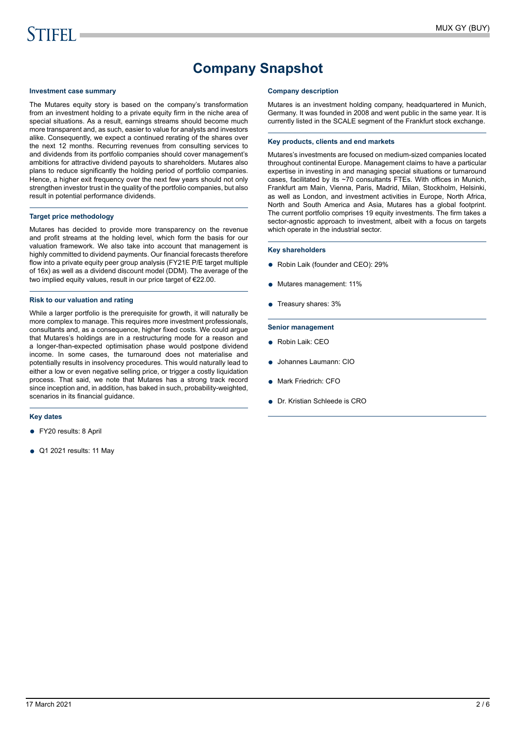# Company Snapshot

### Investment case summary

The Mutares equity story is based on the company's transformation from an investment holding to a private equity firm in the niche area of special situations. As a result, earnings streams should become much more transparent and, as such, easier to value for analysts and investors alike. Consequently, we expect a continued rerating of the shares over the next 12 months. Recurring revenues from consulting services to and dividends from its portfolio companies should cover management's ambitions for attractive dividend payouts to shareholders. Mutares also plans to reduce significantly the holding period of portfolio companies. Hence, a higher exit frequency over the next few years should not only strengthen investor trust in the quality of the portfolio companies, but also result in potential performance dividends.

### Target price methodology

Mutares has decided to provide more transparency on the revenue and profit streams at the holding level, which form the basis for our valuation framework. We also take into account that management is highly committed to dividend payments. Our financial forecasts therefore flow into a private equity peer group analysis (FY21E P/E target multiple of 16x) as well as a dividend discount model (DDM). The average of the two implied equity values, result in our price target of €22.00.

### Risk to our valuation and rating

While a larger portfolio is the prerequisite for growth, it will naturally be more complex to manage. This requires more investment professionals, consultants and, as a consequence, higher fixed costs. We could argue that Mutares's holdings are in a restructuring mode for a reason and a longer-than-expected optimisation phase would postpone dividend income. In some cases, the turnaround does not materialise and potentially results in insolvency procedures. This would naturally lead to either a low or even negative selling price, or trigger a costly liquidation process. That said, we note that Mutares has a strong track record since inception and, in addition, has baked in such, probability-weighted, scenarios in its financial guidance.

### Key dates

- FY20 results: 8 April
- Q1 2021 results: 11 May

### Company description

Mutares is an investment holding company, headquartered in Munich, Germany. It was founded in 2008 and went public in the same year. It is currently listed in the SCALE segment of the Frankfurt stock exchange.

### Key products, clients and end markets

Mutares's investments are focused on medium-sized companies located throughout continental Europe. Management claims to have a particular expertise in investing in and managing special situations or turnaround cases, facilitated by its ~70 consultants FTEs. With offices in Munich, Frankfurt am Main, Vienna, Paris, Madrid, Milan, Stockholm, Helsinki, as well as London, and investment activities in Europe, North Africa, North and South America and Asia, Mutares has a global footprint. The current portfolio comprises 19 equity investments. The firm takes a sector-agnostic approach to investment, albeit with a focus on targets which operate in the industrial sector.

### Key shareholders

- Robin Laik (founder and CEO): 29%
- Mutares management: 11%
- Treasury shares: 3%

### Senior management

- Robin Laik: CEO
- Johannes Laumann: CIO
- Mark Friedrich: CFO
- Dr. Kristian Schleede is CRO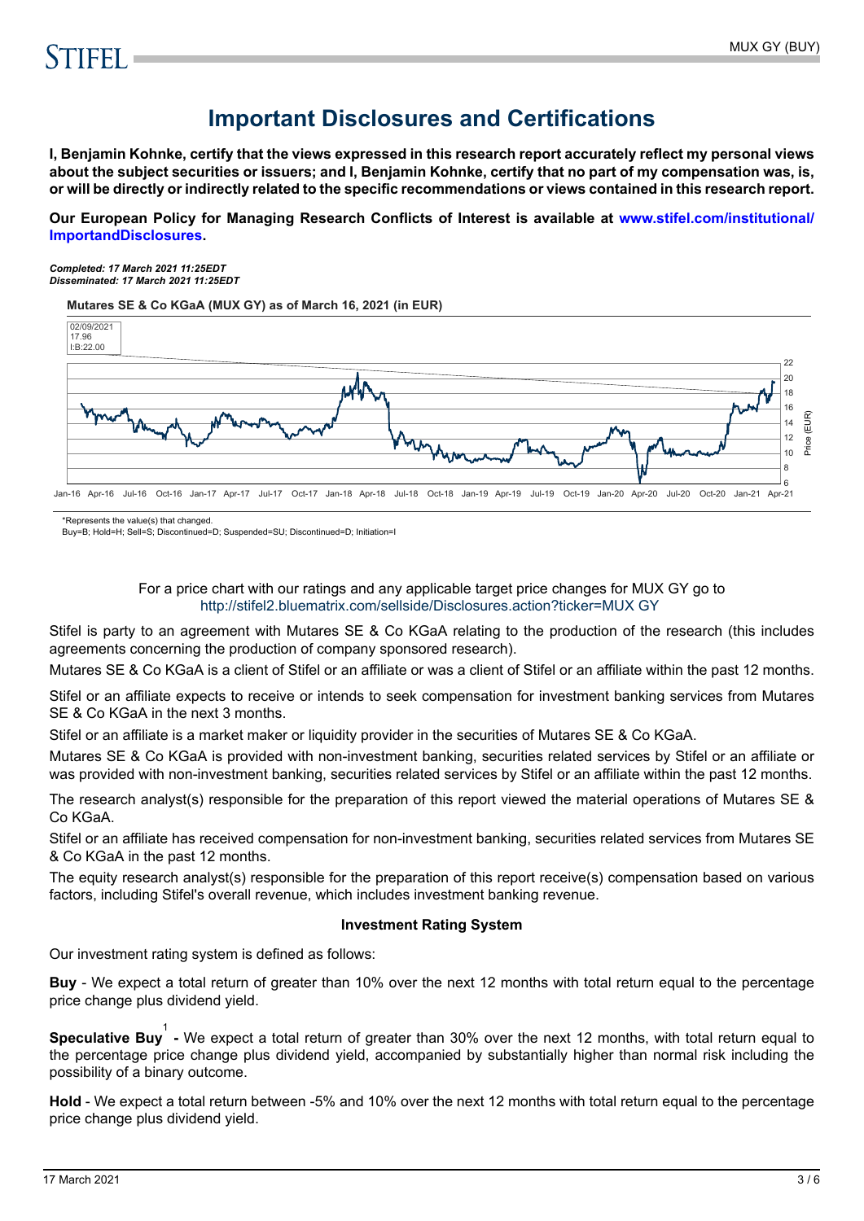# Important Disclosures and Certifications

**I, Benjamin Kohnke, certify that the views expressed in this research report accurately reflect my personal views about the subject securities or issuers; and I, Benjamin Kohnke, certify that no part of my compensation was, is, or will be directly or indirectly related to the specific recommendations or views contained in this research report.**

**Our European Policy for Managing Research Conflicts of Interest is available at www.stifel.com/institutional/ImportandDisclosures.**

***Completed: 17 March 2021 11:25EDT***
***Disseminated: 17 March 2021 11:25EDT***

**Mutares SE & Co KGaA (MUX GY) as of March 16, 2021 (in EUR)**

02/09/2021
17.96
I:B:22.00

*Represents the value(s) that changed.
Buy=B; Hold=H; Sell=S; Discontinued=D; Suspended=SU; Discontinued=D; Initiation=I

For a price chart with our ratings and any applicable target price changes for MUX GY go to http://stifel2.bluematrix.com/sellside/Disclosures.action?ticker=MUX GY

Stifel is party to an agreement with Mutares SE & Co KGaA relating to the production of the research (this includes agreements concerning the production of company sponsored research).

Mutares SE & Co KGaA is a client of Stifel or an affiliate or was a client of Stifel or an affiliate within the past 12 months.

Stifel or an affiliate expects to receive or intends to seek compensation for investment banking services from Mutares SE & Co KGaA in the next 3 months.

Stifel or an affiliate is a market maker or liquidity provider in the securities of Mutares SE & Co KGaA.

Mutares SE & Co KGaA is provided with non-investment banking, securities related services by Stifel or an affiliate or was provided with non-investment banking, securities related services by Stifel or an affiliate within the past 12 months.

The research analyst(s) responsible for the preparation of this report viewed the material operations of Mutares SE & Co KGaA.

Stifel or an affiliate has received compensation for non-investment banking, securities related services from Mutares SE & Co KGaA in the past 12 months.

The equity research analyst(s) responsible for the preparation of this report receive(s) compensation based on various factors, including Stifel's overall revenue, which includes investment banking revenue.

**Investment Rating System**

Our investment rating system is defined as follows:

**Buy** - We expect a total return of greater than 10% over the next 12 months with total return equal to the percentage price change plus dividend yield.

**Speculative Buy**[1] **-** We expect a total return of greater than 30% over the next 12 months, with total return equal to the percentage price change plus dividend yield, accompanied by substantially higher than normal risk including the possibility of a binary outcome.

**Hold** - We expect a total return between -5% and 10% over the next 12 months with total return equal to the percentage price change plus dividend yield.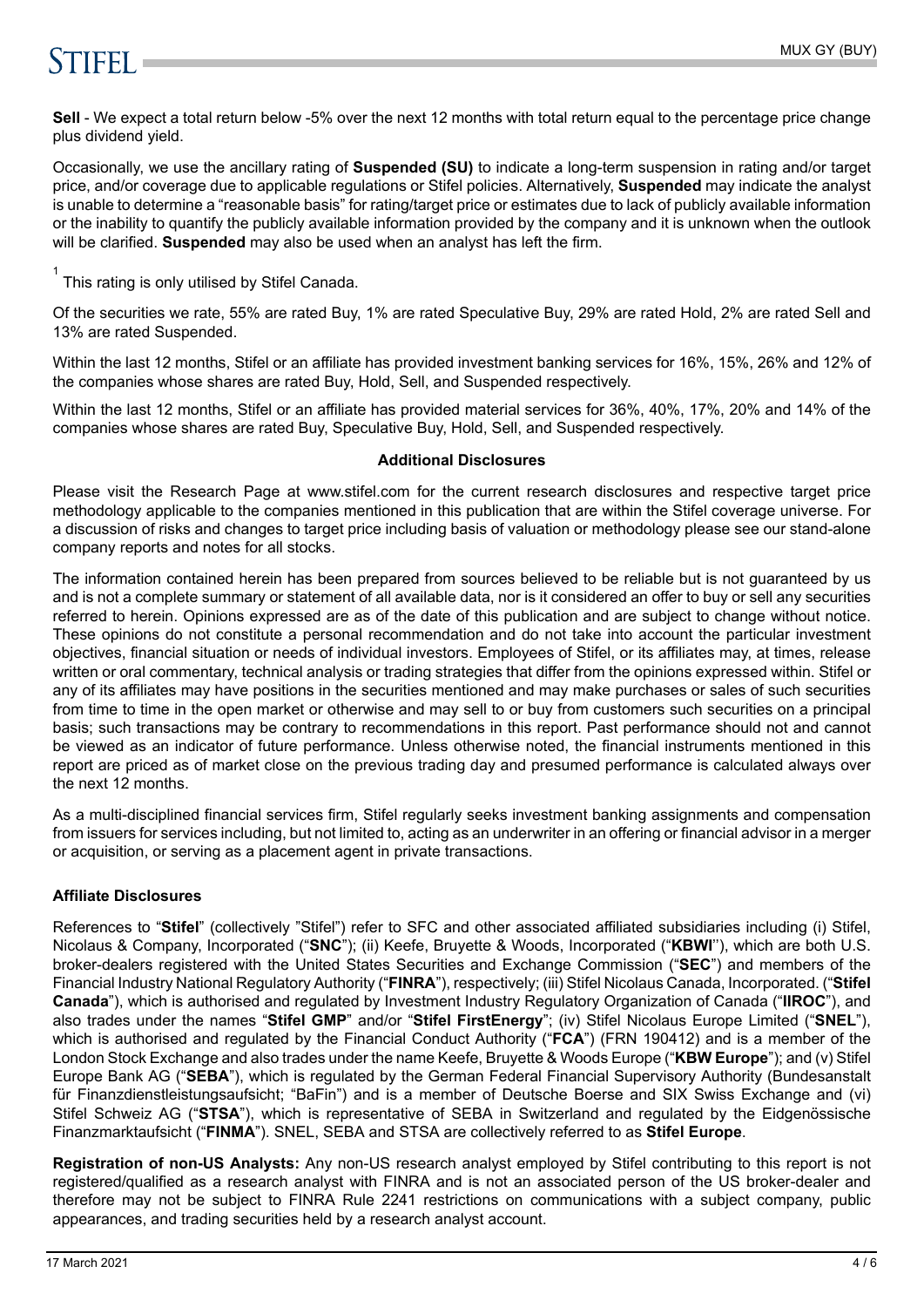**Sell** - We expect a total return below -5% over the next 12 months with total return equal to the percentage price change plus dividend yield.

Occasionally, we use the ancillary rating of **Suspended (SU)** to indicate a long-term suspension in rating and/or target price, and/or coverage due to applicable regulations or Stifel policies. Alternatively, **Suspended** may indicate the analyst is unable to determine a "reasonable basis" for rating/target price or estimates due to lack of publicly available information or the inability to quantify the publicly available information provided by the company and it is unknown when the outlook will be clarified. **Suspended** may also be used when an analyst has left the firm.

[1] This rating is only utilised by Stifel Canada.

Of the securities we rate, 55% are rated Buy, 1% are rated Speculative Buy, 29% are rated Hold, 2% are rated Sell and 13% are rated Suspended.

Within the last 12 months, Stifel or an affiliate has provided investment banking services for 16%, 15%, 26% and 12% of the companies whose shares are rated Buy, Hold, Sell, and Suspended respectively.

Within the last 12 months, Stifel or an affiliate has provided material services for 36%, 40%, 17%, 20% and 14% of the companies whose shares are rated Buy, Speculative Buy, Hold, Sell, and Suspended respectively.

**Additional Disclosures**

Please visit the Research Page at www.stifel.com for the current research disclosures and respective target price methodology applicable to the companies mentioned in this publication that are within the Stifel coverage universe. For a discussion of risks and changes to target price including basis of valuation or methodology please see our stand-alone company reports and notes for all stocks.

The information contained herein has been prepared from sources believed to be reliable but is not guaranteed by us and is not a complete summary or statement of all available data, nor is it considered an offer to buy or sell any securities referred to herein. Opinions expressed are as of the date of this publication and are subject to change without notice. These opinions do not constitute a personal recommendation and do not take into account the particular investment objectives, financial situation or needs of individual investors. Employees of Stifel, or its affiliates may, at times, release written or oral commentary, technical analysis or trading strategies that differ from the opinions expressed within. Stifel or any of its affiliates may have positions in the securities mentioned and may make purchases or sales of such securities from time to time in the open market or otherwise and may sell to or buy from customers such securities on a principal basis; such transactions may be contrary to recommendations in this report. Past performance should not and cannot be viewed as an indicator of future performance. Unless otherwise noted, the financial instruments mentioned in this report are priced as of market close on the previous trading day and presumed performance is calculated always over the next 12 months.

As a multi-disciplined financial services firm, Stifel regularly seeks investment banking assignments and compensation from issuers for services including, but not limited to, acting as an underwriter in an offering or financial advisor in a merger or acquisition, or serving as a placement agent in private transactions.

**Affiliate Disclosures**

References to "**Stifel**" (collectively "Stifel") refer to SFC and other associated affiliated subsidiaries including (i) Stifel, Nicolaus & Company, Incorporated ("**SNC**"); (ii) Keefe, Bruyette & Woods, Incorporated ("**KBWI**"), which are both U.S. broker-dealers registered with the United States Securities and Exchange Commission ("**SEC**") and members of the Financial Industry National Regulatory Authority ("**FINRA**"), respectively; (iii) Stifel Nicolaus Canada, Incorporated. ("**Stifel Canada**"), which is authorised and regulated by Investment Industry Regulatory Organization of Canada ("**IIROC**"), and also trades under the names "**Stifel GMP**" and/or "**Stifel FirstEnergy**"; (iv) Stifel Nicolaus Europe Limited ("**SNEL**"), which is authorised and regulated by the Financial Conduct Authority ("**FCA**") (FRN 190412) and is a member of the London Stock Exchange and also trades under the name Keefe, Bruyette & Woods Europe ("**KBW Europe**"); and (v) Stifel Europe Bank AG ("**SEBA**"), which is regulated by the German Federal Financial Supervisory Authority (Bundesanstalt für Finanzdienstleistungsaufsicht; "BaFin") and is a member of Deutsche Boerse and SIX Swiss Exchange and (vi) Stifel Schweiz AG ("**STSA**"), which is representative of SEBA in Switzerland and regulated by the Eidgenössische Finanzmarktaufsicht ("**FINMA**"). SNEL, SEBA and STSA are collectively referred to as **Stifel Europe**.

**Registration of non-US Analysts:** Any non-US research analyst employed by Stifel contributing to this report is not registered/qualified as a research analyst with FINRA and is not an associated person of the US broker-dealer and therefore may not be subject to FINRA Rule 2241 restrictions on communications with a subject company, public appearances, and trading securities held by a research analyst account.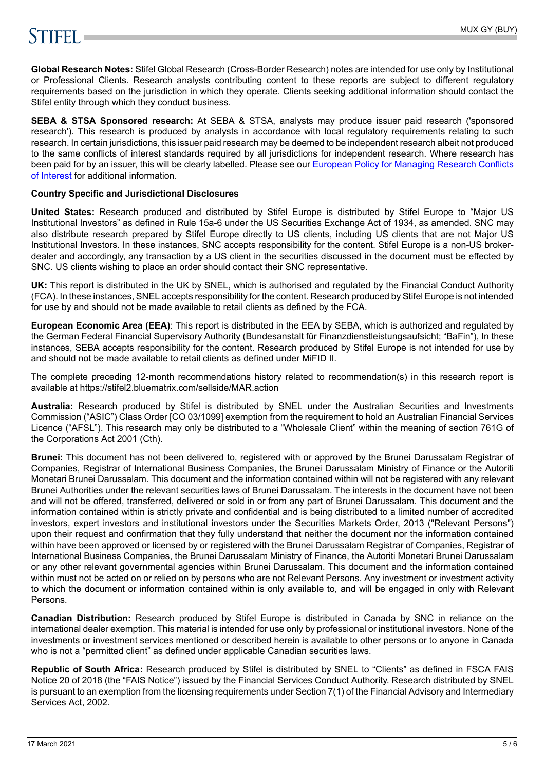**Global Research Notes:** Stifel Global Research (Cross-Border Research) notes are intended for use only by Institutional or Professional Clients. Research analysts contributing content to these reports are subject to different regulatory requirements based on the jurisdiction in which they operate. Clients seeking additional information should contact the Stifel entity through which they conduct business.

**SEBA & STSA Sponsored research:** At SEBA & STSA, analysts may produce issuer paid research ('sponsored research'). This research is produced by analysts in accordance with local regulatory requirements relating to such research. In certain jurisdictions, this issuer paid research may be deemed to be independent research albeit not produced to the same conflicts of interest standards required by all jurisdictions for independent research. Where research has been paid for by an issuer, this will be clearly labelled. Please see our European Policy for Managing Research Conflicts of Interest for additional information.

**Country Specific and Jurisdictional Disclosures**

**United States:** Research produced and distributed by Stifel Europe is distributed by Stifel Europe to "Major US Institutional Investors" as defined in Rule 15a-6 under the US Securities Exchange Act of 1934, as amended. SNC may also distribute research prepared by Stifel Europe directly to US clients, including US clients that are not Major US Institutional Investors. In these instances, SNC accepts responsibility for the content. Stifel Europe is a non-US broker-dealer and accordingly, any transaction by a US client in the securities discussed in the document must be effected by SNC. US clients wishing to place an order should contact their SNC representative.

**UK:** This report is distributed in the UK by SNEL, which is authorised and regulated by the Financial Conduct Authority (FCA). In these instances, SNEL accepts responsibility for the content. Research produced by Stifel Europe is not intended for use by and should not be made available to retail clients as defined by the FCA.

**European Economic Area (EEA)**: This report is distributed in the EEA by SEBA, which is authorized and regulated by the German Federal Financial Supervisory Authority (Bundesanstalt für Finanzdienstleistungsaufsicht; "BaFin"), In these instances, SEBA accepts responsibility for the content. Research produced by Stifel Europe is not intended for use by and should not be made available to retail clients as defined under MiFID II.

The complete preceding 12-month recommendations history related to recommendation(s) in this research report is available at https://stifel2.bluematrix.com/sellside/MAR.action

**Australia:** Research produced by Stifel is distributed by SNEL under the Australian Securities and Investments Commission ("ASIC") Class Order [CO 03/1099] exemption from the requirement to hold an Australian Financial Services Licence ("AFSL"). This research may only be distributed to a "Wholesale Client" within the meaning of section 761G of the Corporations Act 2001 (Cth).

**Brunei:** This document has not been delivered to, registered with or approved by the Brunei Darussalam Registrar of Companies, Registrar of International Business Companies, the Brunei Darussalam Ministry of Finance or the Autoriti Monetari Brunei Darussalam. This document and the information contained within will not be registered with any relevant Brunei Authorities under the relevant securities laws of Brunei Darussalam. The interests in the document have not been and will not be offered, transferred, delivered or sold in or from any part of Brunei Darussalam. This document and the information contained within is strictly private and confidential and is being distributed to a limited number of accredited investors, expert investors and institutional investors under the Securities Markets Order, 2013 ("Relevant Persons") upon their request and confirmation that they fully understand that neither the document nor the information contained within have been approved or licensed by or registered with the Brunei Darussalam Registrar of Companies, Registrar of International Business Companies, the Brunei Darussalam Ministry of Finance, the Autoriti Monetari Brunei Darussalam or any other relevant governmental agencies within Brunei Darussalam. This document and the information contained within must not be acted on or relied on by persons who are not Relevant Persons. Any investment or investment activity to which the document or information contained within is only available to, and will be engaged in only with Relevant Persons.

**Canadian Distribution:** Research produced by Stifel Europe is distributed in Canada by SNC in reliance on the international dealer exemption. This material is intended for use only by professional or institutional investors. None of the investments or investment services mentioned or described herein is available to other persons or to anyone in Canada who is not a "permitted client" as defined under applicable Canadian securities laws.

**Republic of South Africa:** Research produced by Stifel is distributed by SNEL to "Clients" as defined in FSCA FAIS Notice 20 of 2018 (the "FAIS Notice") issued by the Financial Services Conduct Authority. Research distributed by SNEL is pursuant to an exemption from the licensing requirements under Section 7(1) of the Financial Advisory and Intermediary Services Act, 2002.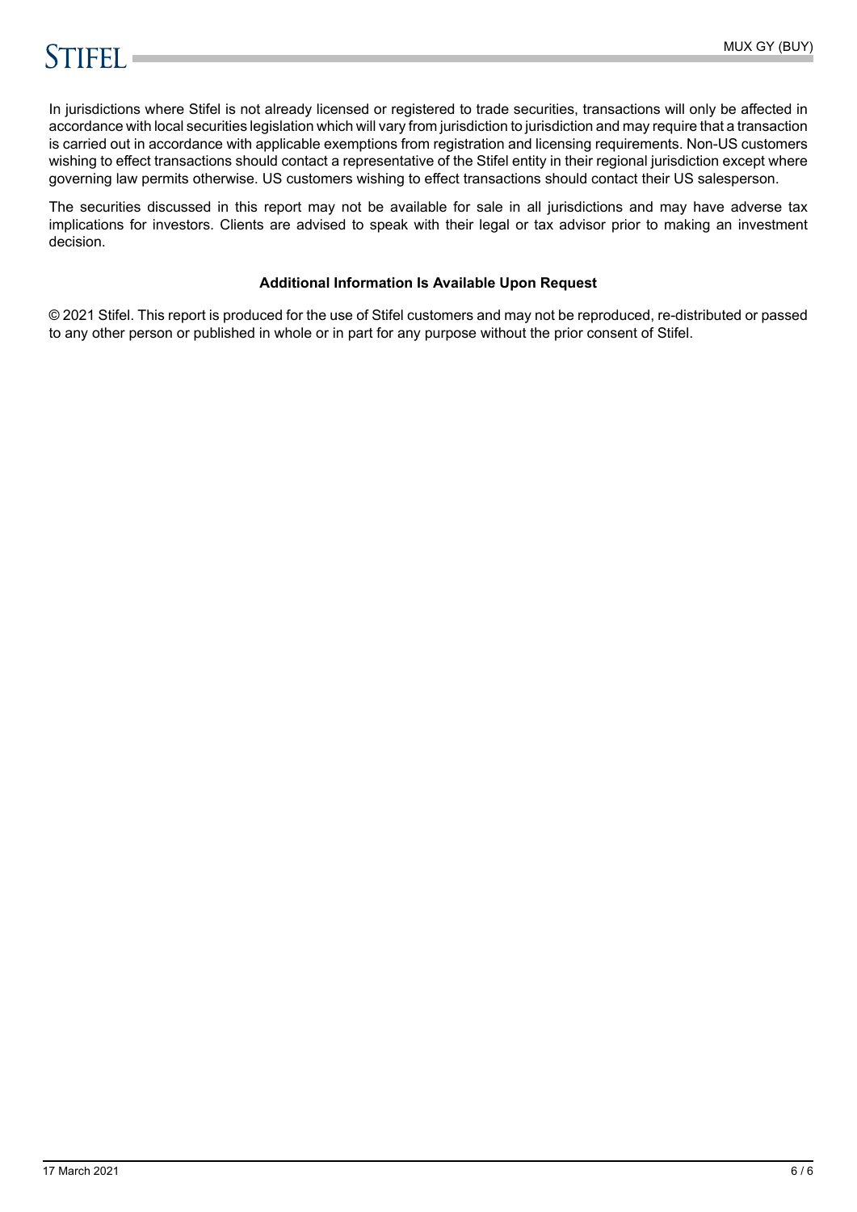In jurisdictions where Stifel is not already licensed or registered to trade securities, transactions will only be affected in accordance with local securities legislation which will vary from jurisdiction to jurisdiction and may require that a transaction is carried out in accordance with applicable exemptions from registration and licensing requirements. Non-US customers wishing to effect transactions should contact a representative of the Stifel entity in their regional jurisdiction except where governing law permits otherwise. US customers wishing to effect transactions should contact their US salesperson.

The securities discussed in this report may not be available for sale in all jurisdictions and may have adverse tax implications for investors. Clients are advised to speak with their legal or tax advisor prior to making an investment decision.

**Additional Information Is Available Upon Request**

© 2021 Stifel. This report is produced for the use of Stifel customers and may not be reproduced, re-distributed or passed to any other person or published in whole or in part for any purpose without the prior consent of Stifel.